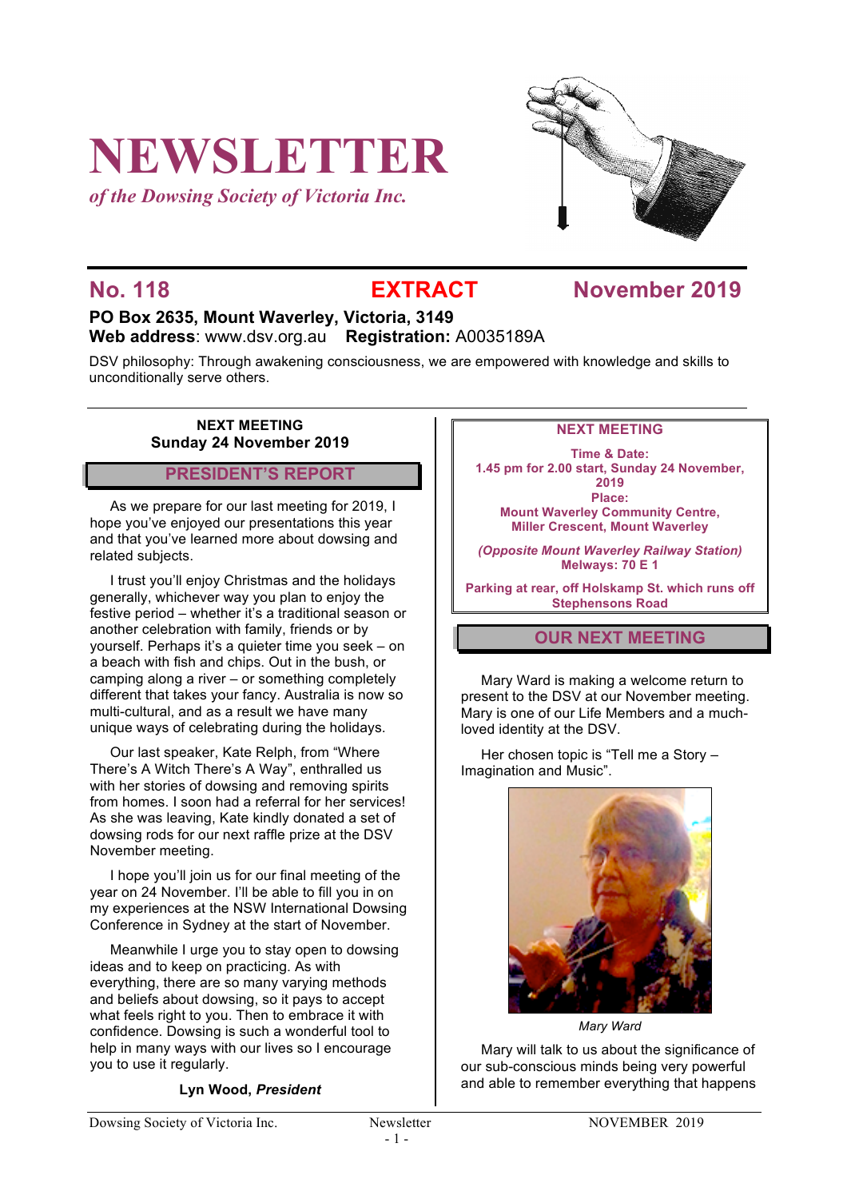# NEWSLETTER

*of the Dowsing Society of Victoria Inc.*

## No. 118 EXTRACT November 2019

**PO Box 2635, Mount Waverley, Victoria, 3149**
**Web address**: www.dsv.org.au **Registration:** A0035189A

DSV philosophy: Through awakening consciousness, we are empowered with knowledge and skills to unconditionally serve others.

**NEXT MEETING**
**Sunday 24 November 2019**

## PRESIDENT'S REPORT

As we prepare for our last meeting for 2019, I hope you've enjoyed our presentations this year and that you've learned more about dowsing and related subjects.

I trust you'll enjoy Christmas and the holidays generally, whichever way you plan to enjoy the festive period – whether it's a traditional season or another celebration with family, friends or by yourself. Perhaps it's a quieter time you seek – on a beach with fish and chips. Out in the bush, or camping along a river – or something completely different that takes your fancy. Australia is now so multi-cultural, and as a result we have many unique ways of celebrating during the holidays.

Our last speaker, Kate Relph, from "Where There's A Witch There's A Way", enthralled us with her stories of dowsing and removing spirits from homes. I soon had a referral for her services! As she was leaving, Kate kindly donated a set of dowsing rods for our next raffle prize at the DSV November meeting.

I hope you'll join us for our final meeting of the year on 24 November. I'll be able to fill you in on my experiences at the NSW International Dowsing Conference in Sydney at the start of November.

Meanwhile I urge you to stay open to dowsing ideas and to keep on practicing. As with everything, there are so many varying methods and beliefs about dowsing, so it pays to accept what feels right to you. Then to embrace it with confidence. Dowsing is such a wonderful tool to help in many ways with our lives so I encourage you to use it regularly.

**Lyn Wood, *President***

**NEXT MEETING**

**Time & Date:**
**1.45 pm for 2.00 start, Sunday 24 November, 2019**
**Place:**
**Mount Waverley Community Centre, Miller Crescent, Mount Waverley**

***(Opposite Mount Waverley Railway Station)***
**Melways: 70 E 1**

**Parking at rear, off Holskamp St. which runs off Stephensons Road**

## OUR NEXT MEETING

Mary Ward is making a welcome return to present to the DSV at our November meeting. Mary is one of our Life Members and a much-loved identity at the DSV.

Her chosen topic is "Tell me a Story – Imagination and Music".

*Mary Ward*

Mary will talk to us about the significance of our sub-conscious minds being very powerful and able to remember everything that happens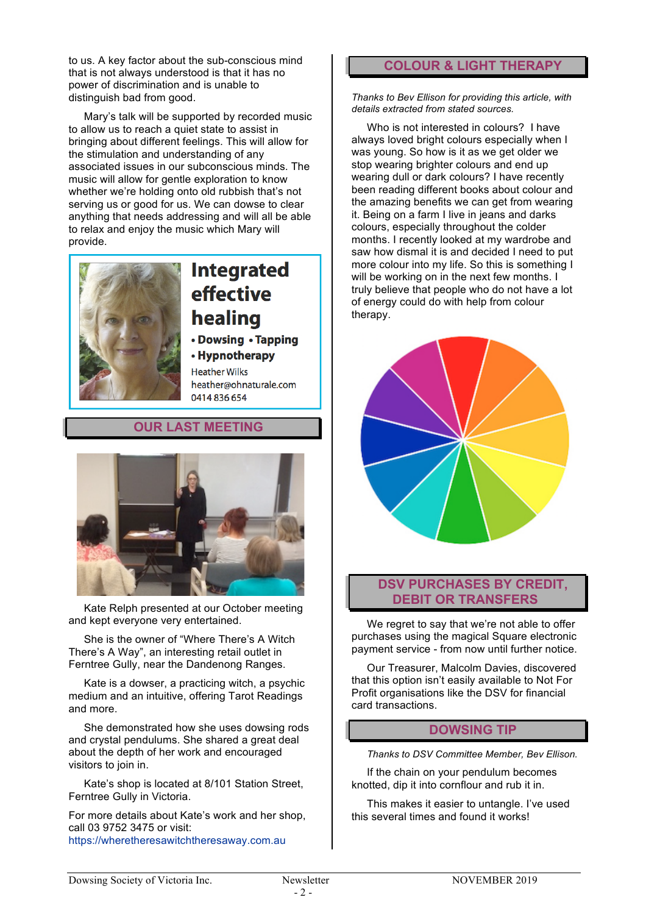to us. A key factor about the sub-conscious mind that is not always understood is that it has no power of discrimination and is unable to distinguish bad from good.

Mary's talk will be supported by recorded music to allow us to reach a quiet state to assist in bringing about different feelings. This will allow for the stimulation and understanding of any associated issues in our subconscious minds. The music will allow for gentle exploration to know whether we're holding onto old rubbish that's not serving us or good for us. We can dowse to clear anything that needs addressing and will all be able to relax and enjoy the music which Mary will provide.

**Integrated effective healing**

- **Dowsing**
- **Tapping**
- **Hypnotherapy**

Heather Wilks
heather@ohnaturale.com
0414 836 654

## OUR LAST MEETING

Kate Relph presented at our October meeting and kept everyone very entertained.

She is the owner of "Where There's A Witch There's A Way", an interesting retail outlet in Ferntree Gully, near the Dandenong Ranges.

Kate is a dowser, a practicing witch, a psychic medium and an intuitive, offering Tarot Readings and more.

She demonstrated how she uses dowsing rods and crystal pendulums. She shared a great deal about the depth of her work and encouraged visitors to join in.

Kate's shop is located at 8/101 Station Street, Ferntree Gully in Victoria.

For more details about Kate's work and her shop, call 03 9752 3475 or visit: https://wheretheresawitchtheresaway.com.au

## COLOUR & LIGHT THERAPY

*Thanks to Bev Ellison for providing this article, with details extracted from stated sources.*

Who is not interested in colours? I have always loved bright colours especially when I was young. So how is it as we get older we stop wearing brighter colours and end up wearing dull or dark colours? I have recently been reading different books about colour and the amazing benefits we can get from wearing it. Being on a farm I live in jeans and darks colours, especially throughout the colder months. I recently looked at my wardrobe and saw how dismal it is and decided I need to put more colour into my life. So this is something I will be working on in the next few months. I truly believe that people who do not have a lot of energy could do with help from colour therapy.

## DSV PURCHASES BY CREDIT, DEBIT OR TRANSFERS

We regret to say that we're not able to offer purchases using the magical Square electronic payment service - from now until further notice.

Our Treasurer, Malcolm Davies, discovered that this option isn't easily available to Not For Profit organisations like the DSV for financial card transactions.

## DOWSING TIP

*Thanks to DSV Committee Member, Bev Ellison.*

If the chain on your pendulum becomes knotted, dip it into cornflour and rub it in.

This makes it easier to untangle. I've used this several times and found it works!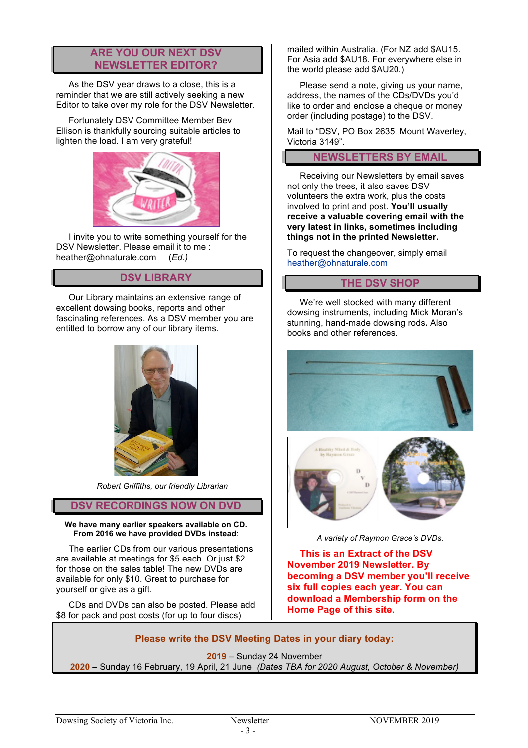## ARE YOU OUR NEXT DSV NEWSLETTER EDITOR?

As the DSV year draws to a close, this is a reminder that we are still actively seeking a new Editor to take over my role for the DSV Newsletter.

Fortunately DSV Committee Member Bev Ellison is thankfully sourcing suitable articles to lighten the load. I am very grateful!

I invite you to write something yourself for the DSV Newsletter. Please email it to me : heather@ohnaturale.com (*Ed.)*

## DSV LIBRARY

Our Library maintains an extensive range of excellent dowsing books, reports and other fascinating references. As a DSV member you are entitled to borrow any of our library items.

*Robert Griffiths, our friendly Librarian*

## DSV RECORDINGS NOW ON DVD

**We have many earlier speakers available on CD. From 2016 we have provided DVDs instead**:

The earlier CDs from our various presentations are available at meetings for $5 each. Or just $2 for those on the sales table! The new DVDs are available for only $10. Great to purchase for yourself or give as a gift.

CDs and DVDs can also be posted. Please add $8 for pack and post costs (for up to four discs) mailed within Australia. (For NZ add $AU15. For Asia add $AU18. For everywhere else in the world please add $AU20.)

Please send a note, giving us your name, address, the names of the CDs/DVDs you'd like to order and enclose a cheque or money order (including postage) to the DSV.

Mail to "DSV, PO Box 2635, Mount Waverley, Victoria 3149".

## NEWSLETTERS BY EMAIL

Receiving our Newsletters by email saves not only the trees, it also saves DSV volunteers the extra work, plus the costs involved to print and post. **You'll usually receive a valuable covering email with the very latest in links, sometimes including things not in the printed Newsletter.**

To request the changeover, simply email heather@ohnaturale.com

## THE DSV SHOP

We're well stocked with many different dowsing instruments, including Mick Moran's stunning, hand-made dowsing rods**.** Also books and other references.

*A variety of Raymon Grace's DVDs.*

**This is an Extract of the DSV November 2019 Newsletter. By becoming a DSV member you'll receive six full copies each year. You can download a Membership form on the Home Page of this site.**

**Please write the DSV Meeting Dates in your diary today:**

**2019** – Sunday 24 November
**2020** – Sunday 16 February, 19 April, 21 June *(Dates TBA for 2020 August, October & November)*